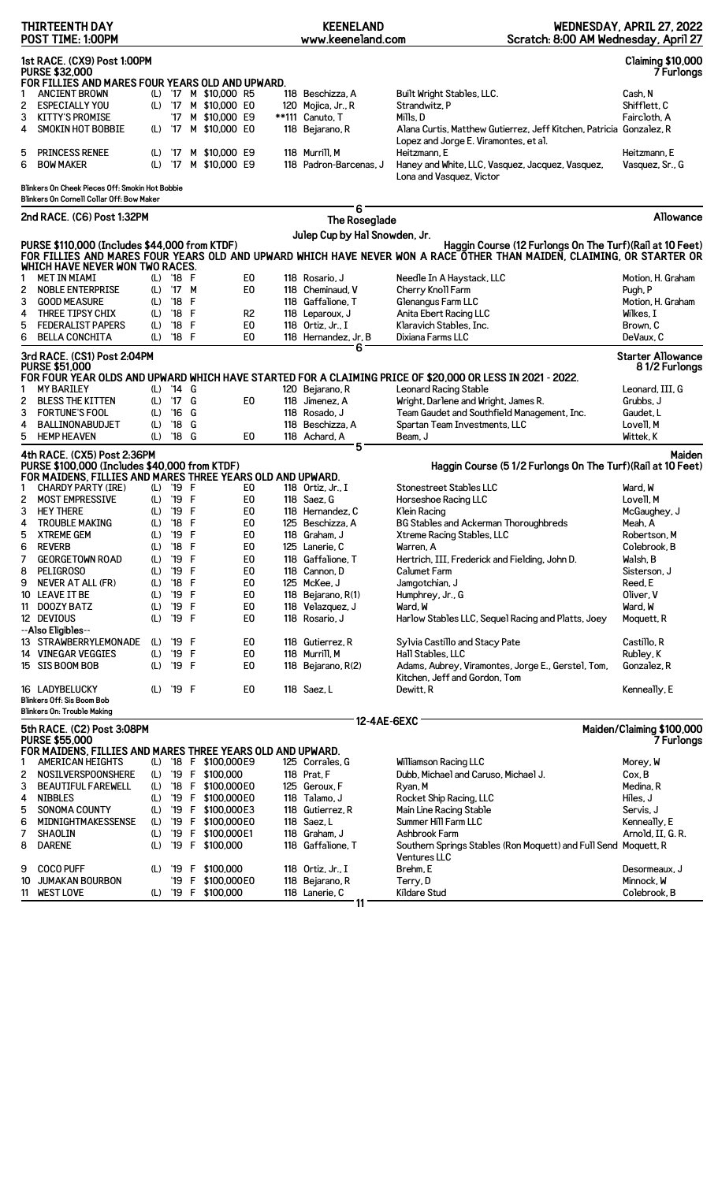**THIRTEENTH DAY** | **KEENELAND** | **WEDNESDAY, APRIL 27, 2022**

**POST TIME: 1:00PM** | **www.keeneland.com** | **Scratch: 8:00 AM Wednesday, April 27**

## 1st RACE. (CX9) Post 1:00PM

**Claiming $10,000 — 7 Furlongs**

**PURSE $32,000**

**FOR FILLIES AND MARES FOUR YEARS OLD AND UPWARD.**

| # | Horse | L | Yr | Sex | Claim | | Wt | Jockey | Owner | Trainer |
|---|---|---|---|---|---|---|---|---|---|---|
| 1 | ANCIENT BROWN | (L) | '17 | M | $10,000 | R5 | 118 | Beschizza, A | Built Wright Stables, LLC. | Cash, N |
| 2 | ESPECIALLY YOU | (L) | '17 | M | $10,000 | E0 | 120 | Mojica, Jr., R | Strandwitz, P | Shifflett, C |
| 3 | KITTY'S PROMISE | | '17 | M | $10,000 | E9 | **111 | Canuto, T | Mills, D | Faircloth, A |
| 4 | SMOKIN HOT BOBBIE | (L) | '17 | M | $10,000 | E0 | 118 | Bejarano, R | Alana Curtis, Matthew Gutierrez, Jeff Kitchen, Patricia Lopez and Jorge E. Viramontes, et al. | Gonzalez, R |
| 5 | PRINCESS RENEE | (L) | '17 | M | $10,000 | E9 | 118 | Murrill, M | Heitzmann, E | Heitzmann, E |
| 6 | BOW MAKER | (L) | '17 | M | $10,000 | E9 | 118 | Padron-Barcenas, J | Haney and White, LLC, Vasquez, Jacquez, Vasquez, Lona and Vasquez, Victor | Vasquez, Sr., G |

Blinkers On Cheek Pieces Off: Smokin Hot Bobbie
Blinkers On Cornell Collar Off: Bow Maker

6

## 2nd RACE. (C6) Post 1:32PM

**The Roseglade**
**Julep Cup by Hal Snowden, Jr.**

**Allowance**

**PURSE $110,000 (Includes $44,000 from KTDF)** — Haggin Course (12 Furlongs On The Turf)(Rail at 10 Feet)

**FOR FILLIES AND MARES FOUR YEARS OLD AND UPWARD WHICH HAVE NEVER WON A RACE OTHER THAN MAIDEN, CLAIMING, OR STARTER OR WHICH HAVE NEVER WON TWO RACES.**

| # | Horse | L | Yr | Sex | | Wt | Jockey | Owner | Trainer |
|---|---|---|---|---|---|---|---|---|---|
| 1 | MET IN MIAMI | (L) | '18 | F | E0 | 118 | Rosario, J | Needle In A Haystack, LLC | Motion, H. Graham |
| 2 | NOBLE ENTERPRISE | (L) | '17 | M | E0 | 118 | Cheminaud, V | Cherry Knoll Farm | Pugh, P |
| 3 | GOOD MEASURE | (L) | '18 | F | | 118 | Gaffalione, T | Glenangus Farm LLC | Motion, H. Graham |
| 4 | THREE TIPSY CHIX | (L) | '18 | F | R2 | 118 | Leparoux, J | Anita Ebert Racing LLC | Wilkes, I |
| 5 | FEDERALIST PAPERS | (L) | '18 | F | E0 | 118 | Ortiz, Jr., I | Klaravich Stables, Inc. | Brown, C |
| 6 | BELLA CONCHITA | (L) | '18 | F | E0 | 118 | Hernandez, Jr, B | Dixiana Farms LLC | DeVaux, C |

6

## 3rd RACE. (CS1) Post 2:04PM

**Starter Allowance — 8 1/2 Furlongs**

**PURSE $51,000**

**FOR FOUR YEAR OLDS AND UPWARD WHICH HAVE STARTED FOR A CLAIMING PRICE OF $20,000 OR LESS IN 2021 - 2022.**

| # | Horse | L | Yr | Sex | | Wt | Jockey | Owner | Trainer |
|---|---|---|---|---|---|---|---|---|---|
| 1 | MY BARILEY | (L) | '14 | G | | 120 | Bejarano, R | Leonard Racing Stable | Leonard, III, G |
| 2 | BLESS THE KITTEN | (L) | '17 | G | E0 | 118 | Jimenez, A | Wright, Darlene and Wright, James R. | Grubbs, J |
| 3 | FORTUNE'S FOOL | (L) | '16 | G | | 118 | Rosado, J | Team Gaudet and Southfield Management, Inc. | Gaudet, L |
| 4 | BALLINONABUDJET | (L) | '18 | G | | 118 | Beschizza, A | Spartan Team Investments, LLC | Lovell, M |
| 5 | HEMP HEAVEN | (L) | '18 | G | E0 | 118 | Achard, A | Beam, J | Wittek, K |

5

## 4th RACE. (CX5) Post 2:36PM

**Maiden**

**PURSE $100,000 (Includes $40,000 from KTDF)** — Haggin Course (5 1/2 Furlongs On The Turf)(Rail at 10 Feet)

**FOR MAIDENS, FILLIES AND MARES THREE YEARS OLD AND UPWARD.**

| # | Horse | L | Yr | Sex | | Wt | Jockey | Owner | Trainer |
|---|---|---|---|---|---|---|---|---|---|
| 1 | CHARDY PARTY (IRE) | (L) | '19 | F | E0 | 118 | Ortiz, Jr., I | Stonestreet Stables LLC | Ward, W |
| 2 | MOST EMPRESSIVE | (L) | '19 | F | E0 | 118 | Saez, G | Horseshoe Racing LLC | Lovell, M |
| 3 | HEY THERE | (L) | '19 | F | E0 | 118 | Hernandez, C | Klein Racing | McGaughey, J |
| 4 | TROUBLE MAKING | (L) | '18 | F | E0 | 125 | Beschizza, A | BG Stables and Ackerman Thoroughbreds | Meah, A |
| 5 | XTREME GEM | (L) | '19 | F | E0 | 118 | Graham, J | Xtreme Racing Stables, LLC | Robertson, M |
| 6 | REVERB | (L) | '18 | F | E0 | 125 | Lanerie, C | Warren, A | Colebrook, B |
| 7 | GEORGETOWN ROAD | (L) | '19 | F | E0 | 118 | Gaffalione, T | Hertrich, III, Frederick and Fielding, John D. | Walsh, B |
| 8 | PELIGROSO | (L) | '19 | F | E0 | 118 | Cannon, D | Calumet Farm | Sisterson, J |
| 9 | NEVER AT ALL (FR) | (L) | '18 | F | E0 | 125 | McKee, J | Jamgotchian, J | Reed, E |
| 10 | LEAVE IT BE | (L) | '19 | F | E0 | 118 | Bejarano, R(1) | Humphrey, Jr., G | Oliver, V |
| 11 | DOOZY BATZ | (L) | '19 | F | E0 | 118 | Velazquez, J | Ward, W | Ward, W |
| 12 | DEVIOUS | (L) | '19 | F | E0 | 118 | Rosario, J | Harlow Stables LLC, Sequel Racing and Platts, Joey | Moquett, R |
| | --Also Eligibles-- | | | | | | | | |
| 13 | STRAWBERRYLEMONADE | (L) | '19 | F | E0 | 118 | Gutierrez, R | Sylvia Castillo and Stacy Pate | Castillo, R |
| 14 | VINEGAR VEGGIES | (L) | '19 | F | E0 | 118 | Murrill, M | Hall Stables, LLC | Rubley, K |
| 15 | SIS BOOM BOB | (L) | '19 | F | E0 | 118 | Bejarano, R(2) | Adams, Aubrey, Viramontes, Jorge E., Gerstel, Tom, Kitchen, Jeff and Gordon, Tom | Gonzalez, R |
| 16 | LADYBELUCKY | (L) | '19 | F | E0 | 118 | Saez, L | Dewitt, R | Kenneally, E |

Blinkers Off: Sis Boom Bob
Blinkers On: Trouble Making

12-4AE-6EXC

## 5th RACE. (C2) Post 3:08PM

**Maiden/Claiming $100,000 — 7 Furlongs**

**PURSE $55,000**

**FOR MAIDENS, FILLIES AND MARES THREE YEARS OLD AND UPWARD.**

| # | Horse | L | Yr | Sex | Claim | | Wt | Jockey | Owner | Trainer |
|---|---|---|---|---|---|---|---|---|---|---|
| 1 | AMERICAN HEIGHTS | (L) | '18 | F | $100,000 | E9 | 125 | Corrales, G | Williamson Racing LLC | Morey, W |
| 2 | NOSILVERSPOONSHERE | (L) | '19 | F | $100,000 | | 118 | Prat, F | Dubb, Michael and Caruso, Michael J. | Cox, B |
| 3 | BEAUTIFUL FAREWELL | (L) | '18 | F | $100,000 | E0 | 125 | Geroux, F | Ryan, M | Medina, R |
| 4 | NIBBLES | (L) | '19 | F | $100,000 | E0 | 118 | Talamo, J | Rocket Ship Racing, LLC | Hiles, J |
| 5 | SONOMA COUNTY | (L) | '19 | F | $100,000 | E3 | 118 | Gutierrez, R | Main Line Racing Stable | Servis, J |
| 6 | MIDNIGHTMAKESSENSE | (L) | '19 | F | $100,000 | E0 | 118 | Saez, L | Summer Hill Farm LLC | Kenneally, E |
| 7 | SHAOLIN | (L) | '19 | F | $100,000 | E1 | 118 | Graham, J | Ashbrook Farm | Arnold, II, G. R. |
| 8 | DARENE | (L) | '19 | F | $100,000 | | 118 | Gaffalione, T | Southern Springs Stables (Ron Moquett) and Full Send Ventures LLC | Moquett, R |
| 9 | COCO PUFF | (L) | '19 | F | $100,000 | | 118 | Ortiz, Jr., I | Brehm, E | Desormeaux, J |
| 10 | JUMAKAN BOURBON | | '19 | F | $100,000 | E0 | 118 | Bejarano, R | Terry, D | Minnock, W |
| 11 | WEST LOVE | (L) | '19 | F | $100,000 | | 118 | Lanerie, C | Kildare Stud | Colebrook, B |

11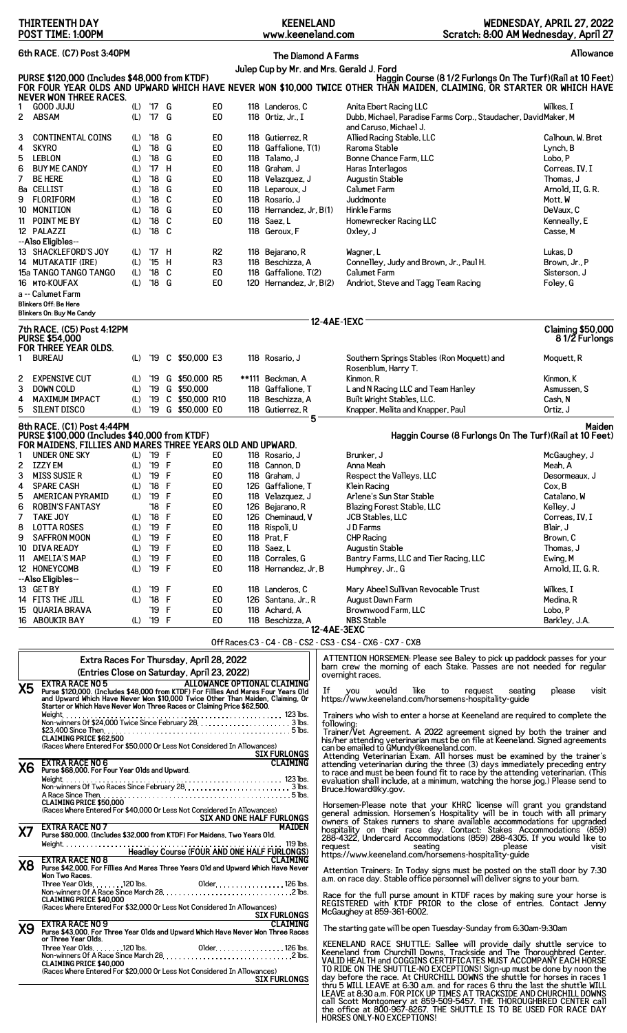THIRTEENTH DAY
POST TIME: 1:00PM

KEENELAND
www.keeneland.com

WEDNESDAY, APRIL 27, 2022
Scratch: 8:00 AM Wednesday, April 27

## 6th RACE. (C7) Post 3:40PM — The Diamond A Farms Julep Cup by Mr. and Mrs. Gerald J. Ford — Allowance

**PURSE $120,000 (Includes $48,000 from KTDF)** — Haggin Course (8 1/2 Furlongs On The Turf)(Rail at 10 Feet)

FOR FOUR YEAR OLDS AND UPWARD WHICH HAVE NEVER WON $10,000 TWICE OTHER THAN MAIDEN, CLAIMING, OR STARTER OR WHICH HAVE NEVER WON THREE RACES.

| # | Horse | | Yr | Sex | | Cond | Wt | Jockey | Owner | Trainer |
|---|---|---|---|---|---|---|---|---|---|---|
| 1 | GOOD JUJU | (L) | '17 | G | | E0 | 118 | Landeros, C | Anita Ebert Racing LLC | Wilkes, I |
| 2 | ABSAM | (L) | '17 | G | | E0 | 118 | Ortiz, Jr., I | Dubb, Michael, Paradise Farms Corp., Staudacher, DavidMaker, M and Caruso, Michael J. | |
| 3 | CONTINENTAL COINS | (L) | '18 | G | | E0 | 118 | Gutierrez, R | Allied Racing Stable, LLC | Calhoun, W. Bret |
| 4 | SKYRO | (L) | '18 | G | | E0 | 118 | Gaffalione, T(1) | Raroma Stable | Lynch, B |
| 5 | LEBLON | (L) | '18 | G | | E0 | 118 | Talamo, J | Bonne Chance Farm, LLC | Lobo, P |
| 6 | BUY ME CANDY | (L) | '17 | H | | E0 | 118 | Graham, J | Haras Interlagos | Correas, IV, I |
| 7 | BE HERE | (L) | '18 | G | | E0 | 118 | Velazquez, J | Augustin Stable | Thomas, J |
| 8a | CELLIST | (L) | '18 | G | | E0 | 118 | Leparoux, J | Calumet Farm | Arnold, II, G. R. |
| 9 | FLORIFORM | (L) | '18 | C | | E0 | 118 | Rosario, J | Juddmonte | Mott, W |
| 10 | MONITION | (L) | '18 | G | | E0 | 118 | Hernandez, Jr, B(1) | Hinkle Farms | DeVaux, C |
| 11 | POINT ME BY | (L) | '18 | C | | E0 | 118 | Saez, L | Homewrecker Racing LLC | Kenneally, E |
| 12 | PALAZZI | (L) | '18 | C | | | 118 | Geroux, F | Oxley, J | Casse, M |
| | --Also Eligibles-- | | | | | | | | | |
| 13 | SHACKLEFORD'S JOY | (L) | '17 | H | | R2 | 118 | Bejarano, R | Wagner, L | Lukas, D |
| 14 | MUTAKATIF (IRE) | (L) | '15 | H | | R3 | 118 | Beschizza, A | Connelley, Judy and Brown, Jr., Paul H. | Brown, Jr., P |
| 15a | TANGO TANGO TANGO | (L) | '18 | C | | E0 | 118 | Gaffalione, T(2) | Calumet Farm | Sisterson, J |
| 16 | MTO-KOUFAX | (L) | '18 | G | | E0 | 120 | Hernandez, Jr, B(2) | Andriot, Steve and Tagg Team Racing | Foley, G |

a -- Calumet Farm
Blinkers Off: Be Here
Blinkers On: Buy Me Candy

12-4AE-1EXC

## 7th RACE. (C5) Post 4:12PM — Claiming $50,000

**PURSE $54,000** — 8 1/2 Furlongs

FOR THREE YEAR OLDS.

| # | Horse | | Yr | Sex | Claim | Cond | Wt | Jockey | Owner | Trainer |
|---|---|---|---|---|---|---|---|---|---|---|
| 1 | BUREAU | (L) | '19 | C | $50,000 | E3 | 118 | Rosario, J | Southern Springs Stables (Ron Moquett) and Rosenblum, Harry T. | Moquett, R |
| 2 | EXPENSIVE CUT | (L) | '19 | G | $50,000 | R5 | **111 | Beckman, A | Kinmon, R | Kinmon, K |
| 3 | DOWN COLD | (L) | '19 | G | $50,000 | | 118 | Gaffalione, T | L and N Racing LLC and Team Hanley | Asmussen, S |
| 4 | MAXIMUM IMPACT | (L) | '19 | C | $50,000 | R10 | 118 | Beschizza, A | Built Wright Stables, LLC. | Cash, N |
| 5 | SILENT DISCO | (L) | '19 | G | $50,000 | E0 | 118 | Gutierrez, R | Knapper, Melita and Knapper, Paul | Ortiz, J |

5

## 8th RACE. (C1) Post 4:44PM — Maiden

**PURSE $100,000 (Includes $40,000 from KTDF)** — Haggin Course (8 Furlongs On The Turf)(Rail at 10 Feet)

FOR MAIDENS, FILLIES AND MARES THREE YEARS OLD AND UPWARD.

| # | Horse | | Yr | Sex | | Cond | Wt | Jockey | Owner | Trainer |
|---|---|---|---|---|---|---|---|---|---|---|
| 1 | UNDER ONE SKY | (L) | '19 | F | | E0 | 118 | Rosario, J | Brunker, J | McGaughey, J |
| 2 | IZZY EM | (L) | '19 | F | | E0 | 118 | Cannon, D | Anna Meah | Meah, A |
| 3 | MISS SUSIE R | (L) | '19 | F | | E0 | 118 | Graham, J | Respect the Valleys, LLC | Desormeaux, J |
| 4 | SPARE CASH | (L) | '18 | F | | E0 | 126 | Gaffalione, T | Klein Racing | Cox, B |
| 5 | AMERICAN PYRAMID | (L) | '19 | F | | E0 | 118 | Velazquez, J | Arlene's Sun Star Stable | Catalano, W |
| 6 | ROBIN'S FANTASY | | '18 | F | | E0 | 126 | Bejarano, R | Blazing Forest Stable, LLC | Kelley, J |
| 7 | TAKE JOY | (L) | '18 | F | | E0 | 126 | Cheminaud, V | JCB Stables, LLC | Correas, IV, I |
| 8 | LOTTA ROSES | (L) | '19 | F | | E0 | 118 | Rispoli, U | J D Farms | Blair, J |
| 9 | SAFFRON MOON | (L) | '19 | F | | E0 | 118 | Prat, F | CHP Racing | Brown, C |
| 10 | DIVA READY | (L) | '19 | F | | E0 | 118 | Saez, L | Augustin Stable | Thomas, J |
| 11 | AMELIA'S MAP | (L) | '19 | F | | E0 | 118 | Corrales, G | Bantry Farms, LLC and Tier Racing, LLC | Ewing, M |
| 12 | HONEYCOMB | (L) | '19 | F | | E0 | 118 | Hernandez, Jr, B | Humphrey, Jr., G | Arnold, II, G. R. |
| | --Also Eligibles-- | | | | | | | | | |
| 13 | GET BY | (L) | '19 | F | | E0 | 118 | Landeros, C | Mary Abeel Sullivan Revocable Trust | Wilkes, I |
| 14 | FITS THE JILL | (L) | '18 | F | | E0 | 126 | Santana, Jr., R | August Dawn Farm | Medina, R |
| 15 | QUARIA BRAVA | | '19 | F | | E0 | 118 | Achard, A | Brownwood Farm, LLC | Lobo, P |
| 16 | ABOUKIR BAY | (L) | '19 | F | | E0 | 118 | Beschizza, A | NBS Stable | Barkley, J.A. |

12-4AE-3EXC

Off Races:C3 - C4 - C8 - CS2 - CS3 - CS4 - CX6 - CX7 - CX8

## Extra Races For Thursday, April 28, 2022
### (Entries Close on Saturday, April 23, 2022)

**X5 — EXTRA RACE NO 5 — ALLOWANCE OPTIONAL CLAIMING**
Purse $120,000. (Includes $48,000 from KTDF) For Fillies And Mares Four Years Old and Upward Which Have Never Won $10,000 Twice Other Than Maiden, Claiming, Or Starter or Which Have Never Won Three Races or Claiming Price $62,500.
Weight . . . . . 123 lbs.
Non-winners Of $24,000 Twice Since February 28 . . . . . 3 lbs.
$23,400 Since Then . . . . . 5 lbs.
CLAIMING PRICE $62,500
(Races Where Entered For $50,000 Or Less Not Considered In Allowances)
SIX FURLONGS

**X6 — EXTRA RACE NO 6 — CLAIMING**
Purse $68,000. For Four Year Olds and Upward.
Weight . . . . . 123 lbs.
Non-winners Of Two Races Since February 28 . . . . . 3 lbs.
A Race Since Then . . . . . 5 lbs.
CLAIMING PRICE $50,000
(Races Where Entered For $40,000 Or Less Not Considered In Allowances)
SIX AND ONE HALF FURLONGS

**X7 — EXTRA RACE NO 7 — MAIDEN**
Purse $80,000. (Includes $32,000 from KTDF) For Maidens, Two Years Old.
Weight . . . . . 119 lbs.
Headley Course (FOUR AND ONE HALF FURLONGS)

**X8 — EXTRA RACE NO 8 — CLAIMING**
Purse $42,000. For Fillies And Mares Three Years Old and Upward Which Have Never Won Two Races.
Three Year Olds . . . . . 120 lbs. Older . . . . . 126 lbs.
Non-winners Of A Race Since March 28 . . . . . 2 lbs.
CLAIMING PRICE $40,000
(Races Where Entered For $32,000 Or Less Not Considered In Allowances)
SIX FURLONGS

**X9 — EXTRA RACE NO 9 — CLAIMING**
Purse $43,000. For Three Year Olds and Upward Which Have Never Won Three Races or Three Year Olds.
Three Year Olds . . . . . 120 lbs. Older . . . . . 126 lbs.
Non-winners Of A Race Since March 28 . . . . . 2 lbs.
CLAIMING PRICE $40,000
(Races Where Entered For $20,000 Or Less Not Considered In Allowances)
SIX FURLONGS

ATTENTION HORSEMEN: Please see Baley to pick up paddock passes for your barn crew the morning of each Stake. Passes are not needed for regular overnight races.

If you would like to request seating please visit https://www.keeneland.com/horsemens-hospitality-guide

Trainers who wish to enter a horse at Keeneland are required to complete the following:
Trainer/Vet Agreement. A 2022 agreement signed by both the trainer and his/her attending veterinarian must be on file at Keeneland. Signed agreements can be emailed to GMundy@keeneland.com.
Attending Veterinarian Exam. All horses must be examined by the trainer's attending veterinarian during the three (3) days immediately preceding entry to race and must be been found fit to race by the attending veterinarian. (This evaluation shall include, at a minimum, watching the horse jog.) Please send to Bruce.Howard@ky.gov.

Horsemen-Please note that your KHRC license will grant you grandstand general admission. Horsemen's Hospitality will be in touch with all primary owners of Stakes runners to share available accommodations for upgraded hospitality on their race day. Contact: Stakes Accommodations (859) 288-4322, Undercard Accommodations (859) 288-4305. If you would like to request seating please visit https://www.keeneland.com/horsemens-hospitality-guide

Attention Trainers: In Today signs must be posted on the stall door by 7:30 a.m. on race day. Stable office personnel will deliver signs to your barn.

Race for the full purse amount in KTDF races by making sure your horse is REGISTERED with KTDF PRIOR to the close of entries. Contact Jenny McGaughey at 859-361-6002.

The starting gate will be open Tuesday-Sunday from 6:30am-9:30am

KEENELAND RACE SHUTTLE: Sallee will provide daily shuttle service to Keeneland from Churchill Downs, Trackside and The Thoroughbred Center. VALID HEALTH and COGGINS CERTIFICATES MUST ACCOMPANY EACH HORSE TO RIDE ON THE SHUTTLE-NO EXCEPTIONS! Sign-up must be done by noon the day before the race. At CHURCHILL DOWNS the shuttle for horses in races 1 thru 5 WILL LEAVE at 6:30 a.m. and for races 6 thru the last the shuttle WILL LEAVE at 8:30 a.m. FOR PICK UP TIMES AT TRACKSIDE AND CHURCHILL DOWNS call Scott Montgomery at 859-509-5457. THE THOROUGHBRED CENTER call the office at 800-967-8267. THE SHUTTLE IS TO BE USED FOR RACE DAY HORSES ONLY-NO EXCEPTIONS!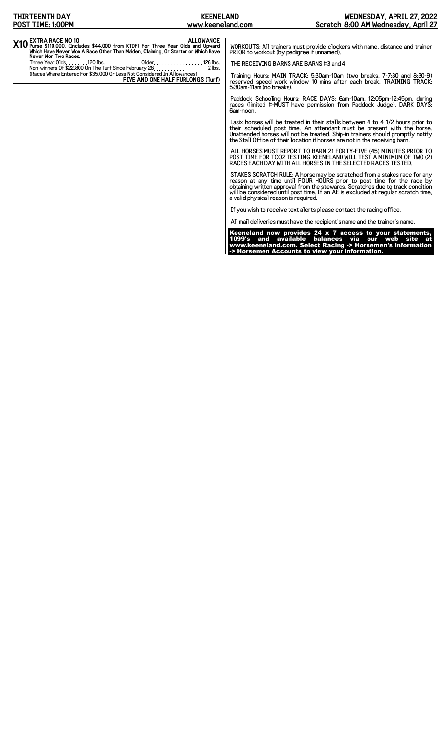**X10 EXTRA RACE NO 10** — **ALLOWANCE**

**Purse $110,000. (Includes $44,000 from KTDF) For Three Year Olds and Upward Which Have Never Won A Race Other Than Maiden, Claiming, Or Starter or Which Have Never Won Two Races.**

Three Year Olds. . . . . . . . 120 lbs. Older. . . . . . . . . . . . . . . . . 126 lbs.
Non-winners Of $22,800 On The Turf Since February 28. . . . . . . . . . . . . . . . . . . 2 lbs.
(Races Where Entered For $35,000 Or Less Not Considered In Allowances)

**FIVE AND ONE HALF FURLONGS (Turf)**

WORKOUTS: All trainers must provide clockers with name, distance and trainer PRIOR to workout (by pedigree if unnamed).

THE RECEIVING BARNS ARE BARNS #3 and 4

Training Hours: MAIN TRACK: 5:30am-10am (two breaks, 7-7:30 and 8:30-9) reserved speed work window 10 mins after each break. TRAINING TRACK: 5:30am-11am (no breaks).

Paddock Schooling Hours: RACE DAYS: 6am-10am, 12:05pm-12:45pm, during races (limited #-MUST have permission from Paddock Judge). DARK DAYS: 6am-noon.

Lasix horses will be treated in their stalls between 4 to 4 1/2 hours prior to their scheduled post time. An attendant must be present with the horse. Unattended horses will not be treated. Ship-in trainers should promptly notify the Stall Office of their location if horses are not in the receiving barn.

ALL HORSES MUST REPORT TO BARN 21 FORTY-FIVE (45) MINUTES PRIOR TO POST TIME FOR TCO2 TESTING. KEENELAND WILL TEST A MINIMUM OF TWO (2) RACES EACH DAY WITH ALL HORSES IN THE SELECTED RACES TESTED.

STAKES SCRATCH RULE: A horse may be scratched from a stakes race for any reason at any time until FOUR HOURS prior to post time for the race by obtaining written approval from the stewards. Scratches due to track condition will be considered until post time. If an AE is excluded at regular scratch time, a valid physical reason is required.

If you wish to receive text alerts please contact the racing office.

All mail deliveries must have the recipient's name and the trainer's name.

**Keeneland now provides 24 x 7 access to your statements, 1099's and available balances via our web site at www.keeneland.com. Select Racing -> Horsemen's Information -> Horsemen Accounts to view your information.**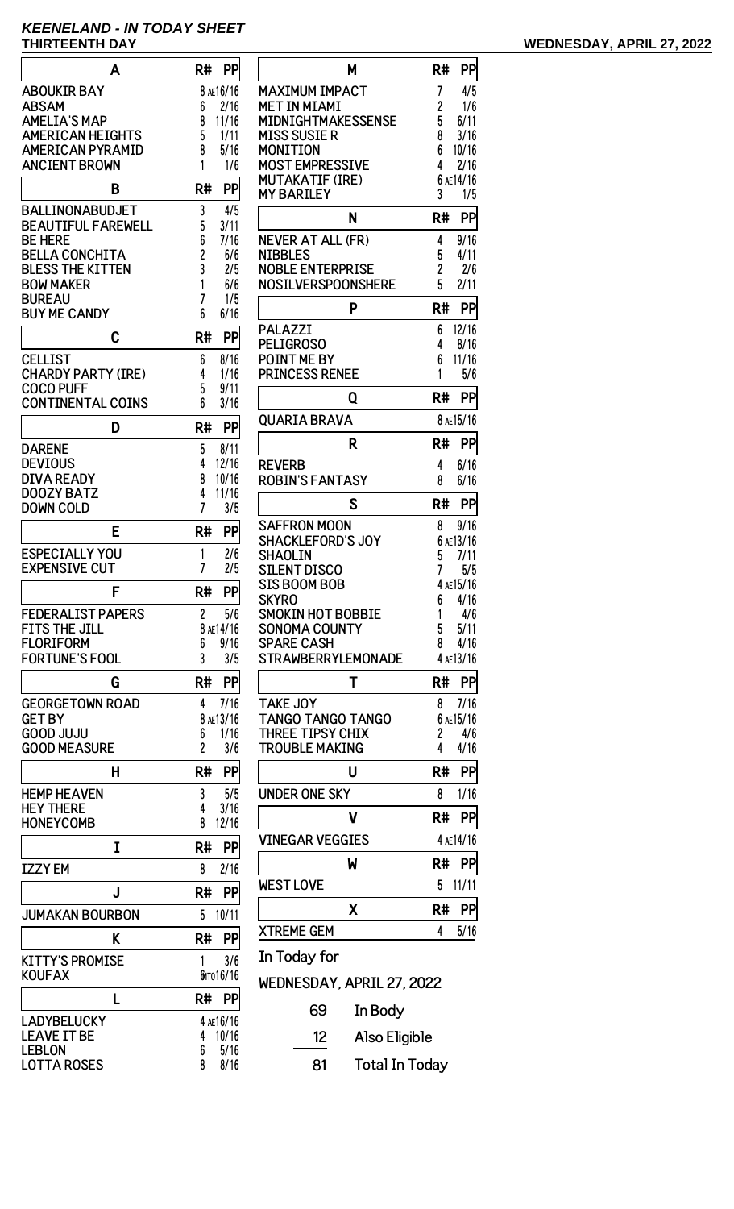# KEENELAND - IN TODAY SHEET

**THIRTEENTH DAY** **WEDNESDAY, APRIL 27, 2022**

| A | R# | PP |
|---|---|---|
| ABOUKIR BAY | 8 AE | 16/16 |
| ABSAM | 6 | 2/16 |
| AMELIA'S MAP | 8 | 11/16 |
| AMERICAN HEIGHTS | 5 | 1/11 |
| AMERICAN PYRAMID | 8 | 5/16 |
| ANCIENT BROWN | 1 | 1/6 |

| B | R# | PP |
|---|---|---|
| BALLINONABUDJET | 3 | 4/5 |
| BEAUTIFUL FAREWELL | 5 | 3/11 |
| BE HERE | 6 | 7/16 |
| BELLA CONCHITA | 2 | 6/6 |
| BLESS THE KITTEN | 3 | 2/5 |
| BOW MAKER | 1 | 6/6 |
| BUREAU | 7 | 1/5 |
| BUY ME CANDY | 6 | 6/16 |

| C | R# | PP |
|---|---|---|
| CELLIST | 6 | 8/16 |
| CHARDY PARTY (IRE) | 4 | 1/16 |
| COCO PUFF | 5 | 9/11 |
| CONTINENTAL COINS | 6 | 3/16 |

| D | R# | PP |
|---|---|---|
| DARENE | 5 | 8/11 |
| DEVIOUS | 4 | 12/16 |
| DIVA READY | 8 | 10/16 |
| DOOZY BATZ | 4 | 11/16 |
| DOWN COLD | 7 | 3/5 |

| E | R# | PP |
|---|---|---|
| ESPECIALLY YOU | 1 | 2/6 |
| EXPENSIVE CUT | 7 | 2/5 |

| F | R# | PP |
|---|---|---|
| FEDERALIST PAPERS | 2 | 5/6 |
| FITS THE JILL | 8 AE | 14/16 |
| FLORIFORM | 6 | 9/16 |
| FORTUNE'S FOOL | 3 | 3/5 |

| G | R# | PP |
|---|---|---|
| GEORGETOWN ROAD | 4 | 7/16 |
| GET BY | 8 AE | 13/16 |
| GOOD JUJU | 6 | 1/16 |
| GOOD MEASURE | 2 | 3/6 |

| H | R# | PP |
|---|---|---|
| HEMP HEAVEN | 3 | 5/5 |
| HEY THERE | 4 | 3/16 |
| HONEYCOMB | 8 | 12/16 |

| I | R# | PP |
|---|---|---|
| IZZY EM | 8 | 2/16 |

| J | R# | PP |
|---|---|---|
| JUMAKAN BOURBON | 5 | 10/11 |

| K | R# | PP |
|---|---|---|
| KITTY'S PROMISE | 1 | 3/6 |
| KOUFAX | 6 MTO | 16/16 |

| L | R# | PP |
|---|---|---|
| LADYBELUCKY | 4 AE | 16/16 |
| LEAVE IT BE | 4 | 10/16 |
| LEBLON | 6 | 5/16 |
| LOTTA ROSES | 8 | 8/16 |

| M | R# | PP |
|---|---|---|
| MAXIMUM IMPACT | 7 | 4/5 |
| MET IN MIAMI | 2 | 1/6 |
| MIDNIGHTMAKESSENSE | 5 | 6/11 |
| MISS SUSIE R | 8 | 3/16 |
| MONITION | 6 | 10/16 |
| MOST EMPRESSIVE | 4 | 2/16 |
| MUTAKATIF (IRE) | 6 AE | 14/16 |
| MY BARILEY | 3 | 1/5 |

| N | R# | PP |
|---|---|---|
| NEVER AT ALL (FR) | 4 | 9/16 |
| NIBBLES | 5 | 4/11 |
| NOBLE ENTERPRISE | 2 | 2/6 |
| NOSILVERSPOONSHERE | 5 | 2/11 |

| P | R# | PP |
|---|---|---|
| PALAZZI | 6 | 12/16 |
| PELIGROSO | 4 | 8/16 |
| POINT ME BY | 6 | 11/16 |
| PRINCESS RENEE | 1 | 5/6 |

| Q | R# | PP |
|---|---|---|
| QUARIA BRAVA | 8 AE | 15/16 |

| R | R# | PP |
|---|---|---|
| REVERB | 4 | 6/16 |
| ROBIN'S FANTASY | 8 | 6/16 |

| S | R# | PP |
|---|---|---|
| SAFFRON MOON | 8 | 9/16 |
| SHACKLEFORD'S JOY | 6 AE | 13/16 |
| SHAOLIN | 5 | 7/11 |
| SILENT DISCO | 7 | 5/5 |
| SIS BOOM BOB | 4 AE | 15/16 |
| SKYRO | 6 | 4/16 |
| SMOKIN HOT BOBBIE | 1 | 4/6 |
| SONOMA COUNTY | 5 | 5/11 |
| SPARE CASH | 8 | 4/16 |
| STRAWBERRYLEMONADE | 4 AE | 13/16 |

| T | R# | PP |
|---|---|---|
| TAKE JOY | 8 | 7/16 |
| TANGO TANGO TANGO | 6 AE | 15/16 |
| THREE TIPSY CHIX | 2 | 4/6 |
| TROUBLE MAKING | 4 | 4/16 |

| U | R# | PP |
|---|---|---|
| UNDER ONE SKY | 8 | 1/16 |

| V | R# | PP |
|---|---|---|
| VINEGAR VEGGIES | 4 AE | 14/16 |

| W | R# | PP |
|---|---|---|
| WEST LOVE | 5 | 11/11 |

| X | R# | PP |
|---|---|---|
| XTREME GEM | 4 | 5/16 |

In Today for

WEDNESDAY, APRIL 27, 2022

| | |
|---|---|
| 69 | In Body |
| 12 | Also Eligible |
| 81 | Total In Today |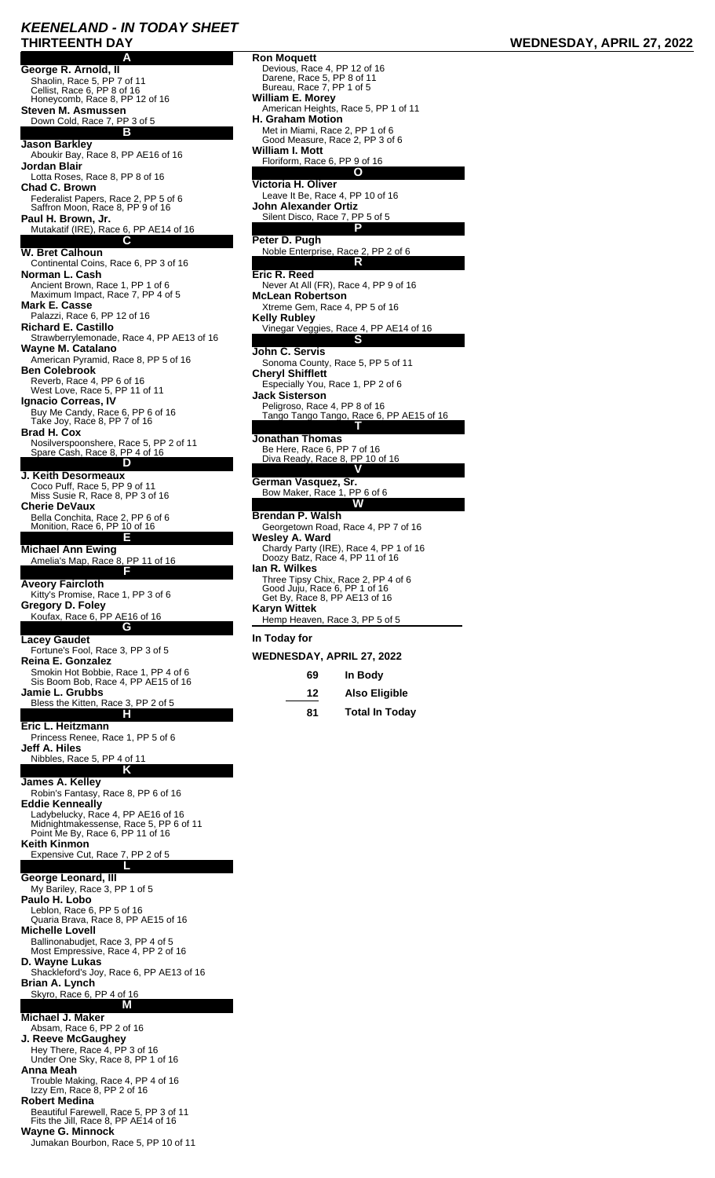# KEENELAND - IN TODAY SHEET

## THIRTEENTH DAY

## WEDNESDAY, APRIL 27, 2022

### A

**George R. Arnold, II**
Shaolin, Race 5, PP 7 of 11
Cellist, Race 6, PP 8 of 16
Honeycomb, Race 8, PP 12 of 16

**Steven M. Asmussen**
Down Cold, Race 7, PP 3 of 5

### B

**Jason Barkley**
Aboukir Bay, Race 8, PP AE16 of 16

**Jordan Blair**
Lotta Roses, Race 8, PP 8 of 16

**Chad C. Brown**
Federalist Papers, Race 2, PP 5 of 6
Saffron Moon, Race 8, PP 9 of 16

**Paul H. Brown, Jr.**
Mutakatif (IRE), Race 6, PP AE14 of 16

### C

**W. Bret Calhoun**
Continental Coins, Race 6, PP 3 of 16

**Norman L. Cash**
Ancient Brown, Race 1, PP 1 of 6
Maximum Impact, Race 7, PP 4 of 5

**Mark E. Casse**
Palazzi, Race 6, PP 12 of 16

**Richard E. Castillo**
Strawberrylemonade, Race 4, PP AE13 of 16

**Wayne M. Catalano**
American Pyramid, Race 8, PP 5 of 16

**Ben Colebrook**
Reverb, Race 4, PP 6 of 16
West Love, Race 5, PP 11 of 11

**Ignacio Correas, IV**
Buy Me Candy, Race 6, PP 6 of 16
Take Joy, Race 8, PP 7 of 16

**Brad H. Cox**
Nosilverspoonshere, Race 5, PP 2 of 11
Spare Cash, Race 8, PP 4 of 16

### D

**J. Keith Desormeaux**
Coco Puff, Race 5, PP 9 of 11
Miss Susie R, Race 8, PP 3 of 16

**Cherie DeVaux**
Bella Conchita, Race 2, PP 6 of 6
Monition, Race 6, PP 10 of 16

### E

**Michael Ann Ewing**
Amelia's Map, Race 8, PP 11 of 16

### F

**Aveory Faircloth**
Kitty's Promise, Race 1, PP 3 of 6

**Gregory D. Foley**
Koufax, Race 6, PP AE16 of 16

### G

**Lacey Gaudet**
Fortune's Fool, Race 3, PP 3 of 5

**Reina E. Gonzalez**
Smokin Hot Bobbie, Race 1, PP 4 of 6
Sis Boom Bob, Race 4, PP AE15 of 16

**Jamie L. Grubbs**
Bless the Kitten, Race 3, PP 2 of 5

### H

**Eric L. Heitzmann**
Princess Renee, Race 1, PP 5 of 6

**Jeff A. Hiles**
Nibbles, Race 5, PP 4 of 11

### K

**James A. Kelley**
Robin's Fantasy, Race 8, PP 6 of 16

**Eddie Kenneally**
Ladybelucky, Race 4, PP AE16 of 16
Midnightmakessense, Race 5, PP 6 of 11
Point Me By, Race 6, PP 11 of 16

**Keith Kinmon**
Expensive Cut, Race 7, PP 2 of 5

### L

**George Leonard, III**
My Bariley, Race 3, PP 1 of 5

**Paulo H. Lobo**
Leblon, Race 6, PP 5 of 16
Quaria Brava, Race 8, PP AE15 of 16

**Michelle Lovell**
Ballinonabudjet, Race 3, PP 4 of 5
Most Empressive, Race 4, PP 2 of 16

**D. Wayne Lukas**
Shackleford's Joy, Race 6, PP AE13 of 16

**Brian A. Lynch**
Skyro, Race 6, PP 4 of 16

### M

**Michael J. Maker**
Absam, Race 6, PP 2 of 16

**J. Reeve McGaughey**
Hey There, Race 4, PP 3 of 16
Under One Sky, Race 8, PP 1 of 16

**Anna Meah**
Trouble Making, Race 4, PP 4 of 16
Izzy Em, Race 8, PP 2 of 16

**Robert Medina**
Beautiful Farewell, Race 5, PP 3 of 11
Fits the Jill, Race 8, PP AE14 of 16

**Wayne G. Minnock**
Jumakan Bourbon, Race 5, PP 10 of 11

**Ron Moquett**
Devious, Race 4, PP 12 of 16
Darene, Race 5, PP 8 of 11
Bureau, Race 7, PP 1 of 5

**William E. Morey**
American Heights, Race 5, PP 1 of 11

**H. Graham Motion**
Met in Miami, Race 2, PP 1 of 6
Good Measure, Race 2, PP 3 of 6

**William I. Mott**
Floriform, Race 6, PP 9 of 16

### O

**Victoria H. Oliver**
Leave It Be, Race 4, PP 10 of 16

**John Alexander Ortiz**
Silent Disco, Race 7, PP 5 of 5

### P

**Peter D. Pugh**
Noble Enterprise, Race 2, PP 2 of 6

### R

**Eric R. Reed**
Never At All (FR), Race 4, PP 9 of 16

**McLean Robertson**
Xtreme Gem, Race 4, PP 5 of 16

**Kelly Rubley**
Vinegar Veggies, Race 4, PP AE14 of 16

### S

**John C. Servis**
Sonoma County, Race 5, PP 5 of 11

**Cheryl Shifflett**
Especially You, Race 1, PP 2 of 6

**Jack Sisterson**
Peligroso, Race 4, PP 8 of 16
Tango Tango Tango, Race 6, PP AE15 of 16

### T

**Jonathan Thomas**
Be Here, Race 6, PP 7 of 16
Diva Ready, Race 8, PP 10 of 16

### V

**German Vasquez, Sr.**
Bow Maker, Race 1, PP 6 of 6

### W

**Brendan P. Walsh**
Georgetown Road, Race 4, PP 7 of 16

**Wesley A. Ward**
Chardy Party (IRE), Race 4, PP 1 of 16
Doozy Batz, Race 4, PP 11 of 16

**Ian R. Wilkes**
Three Tipsy Chix, Race 2, PP 4 of 6
Good Juju, Race 6, PP 1 of 16
Get By, Race 8, PP AE13 of 16

**Karyn Wittek**
Hemp Heaven, Race 3, PP 5 of 5

---

**In Today for**

**WEDNESDAY, APRIL 27, 2022**

| | |
|---|---|
| 69 | **In Body** |
| 12 | **Also Eligible** |
| 81 | **Total In Today** |